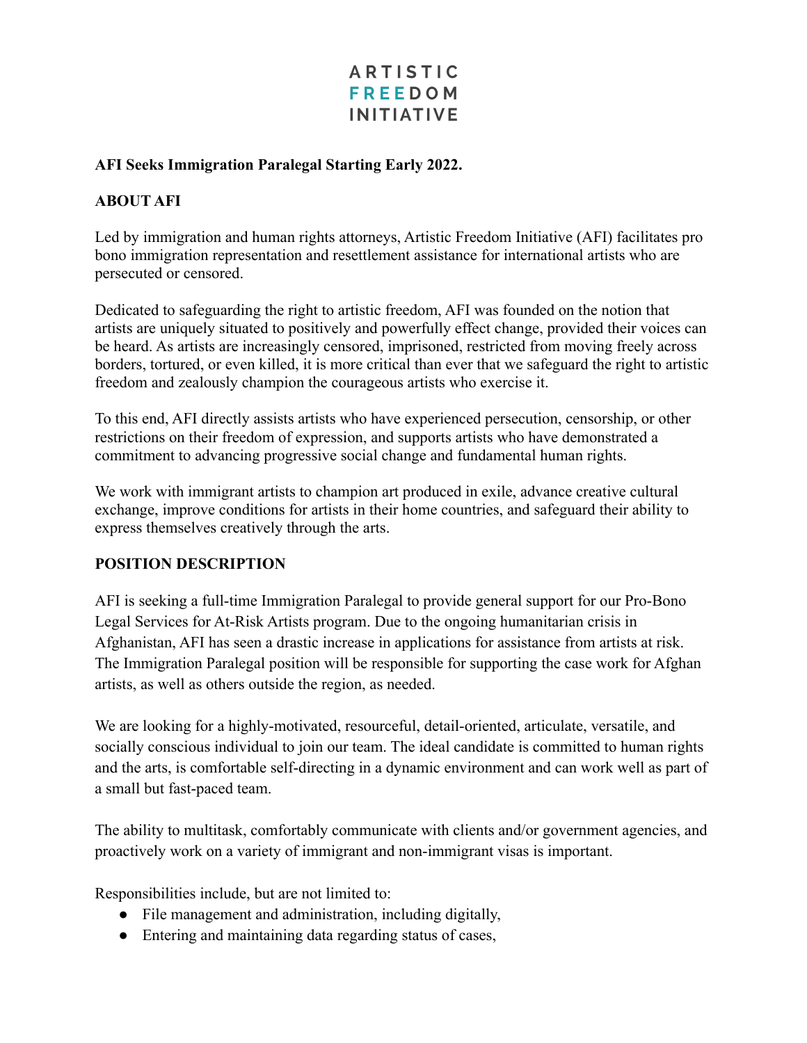ARTISTIC
FREEDOM
INITIATIVE

**AFI Seeks Immigration Paralegal Starting Early 2022.**

**ABOUT AFI**

Led by immigration and human rights attorneys, Artistic Freedom Initiative (AFI) facilitates pro bono immigration representation and resettlement assistance for international artists who are persecuted or censored.

Dedicated to safeguarding the right to artistic freedom, AFI was founded on the notion that artists are uniquely situated to positively and powerfully effect change, provided their voices can be heard. As artists are increasingly censored, imprisoned, restricted from moving freely across borders, tortured, or even killed, it is more critical than ever that we safeguard the right to artistic freedom and zealously champion the courageous artists who exercise it.

To this end, AFI directly assists artists who have experienced persecution, censorship, or other restrictions on their freedom of expression, and supports artists who have demonstrated a commitment to advancing progressive social change and fundamental human rights.

We work with immigrant artists to champion art produced in exile, advance creative cultural exchange, improve conditions for artists in their home countries, and safeguard their ability to express themselves creatively through the arts.

**POSITION DESCRIPTION**

AFI is seeking a full-time Immigration Paralegal to provide general support for our Pro-Bono Legal Services for At-Risk Artists program. Due to the ongoing humanitarian crisis in Afghanistan, AFI has seen a drastic increase in applications for assistance from artists at risk. The Immigration Paralegal position will be responsible for supporting the case work for Afghan artists, as well as others outside the region, as needed.

We are looking for a highly-motivated, resourceful, detail-oriented, articulate, versatile, and socially conscious individual to join our team. The ideal candidate is committed to human rights and the arts, is comfortable self-directing in a dynamic environment and can work well as part of a small but fast-paced team.

The ability to multitask, comfortably communicate with clients and/or government agencies, and proactively work on a variety of immigrant and non-immigrant visas is important.

Responsibilities include, but are not limited to:

- File management and administration, including digitally,
- Entering and maintaining data regarding status of cases,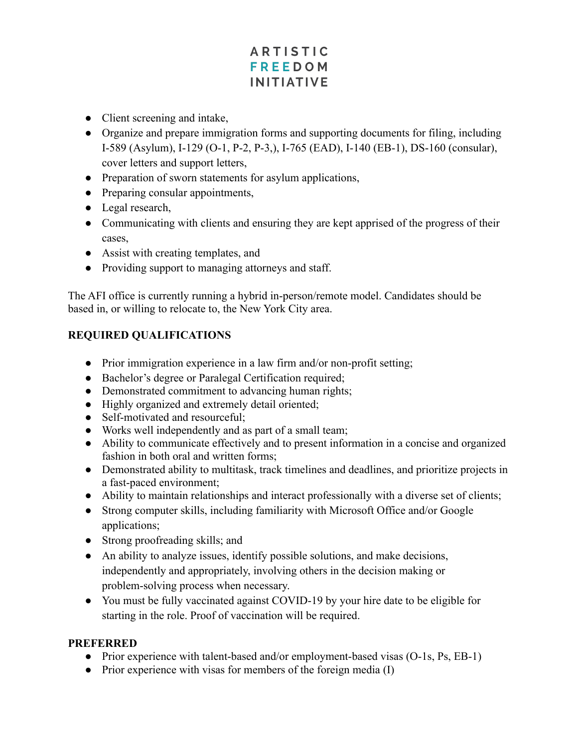- Client screening and intake,
- Organize and prepare immigration forms and supporting documents for filing, including I-589 (Asylum), I-129 (O-1, P-2, P-3,), I-765 (EAD), I-140 (EB-1), DS-160 (consular), cover letters and support letters,
- Preparation of sworn statements for asylum applications,
- Preparing consular appointments,
- Legal research,
- Communicating with clients and ensuring they are kept apprised of the progress of their cases,
- Assist with creating templates, and
- Providing support to managing attorneys and staff.

The AFI office is currently running a hybrid in-person/remote model. Candidates should be based in, or willing to relocate to, the New York City area.

**REQUIRED QUALIFICATIONS**

- Prior immigration experience in a law firm and/or non-profit setting;
- Bachelor's degree or Paralegal Certification required;
- Demonstrated commitment to advancing human rights;
- Highly organized and extremely detail oriented;
- Self-motivated and resourceful;
- Works well independently and as part of a small team;
- Ability to communicate effectively and to present information in a concise and organized fashion in both oral and written forms;
- Demonstrated ability to multitask, track timelines and deadlines, and prioritize projects in a fast-paced environment;
- Ability to maintain relationships and interact professionally with a diverse set of clients;
- Strong computer skills, including familiarity with Microsoft Office and/or Google applications;
- Strong proofreading skills; and
- An ability to analyze issues, identify possible solutions, and make decisions, independently and appropriately, involving others in the decision making or problem-solving process when necessary.
- You must be fully vaccinated against COVID-19 by your hire date to be eligible for starting in the role. Proof of vaccination will be required.

**PREFERRED**

- Prior experience with talent-based and/or employment-based visas (O-1s, Ps, EB-1)
- Prior experience with visas for members of the foreign media (I)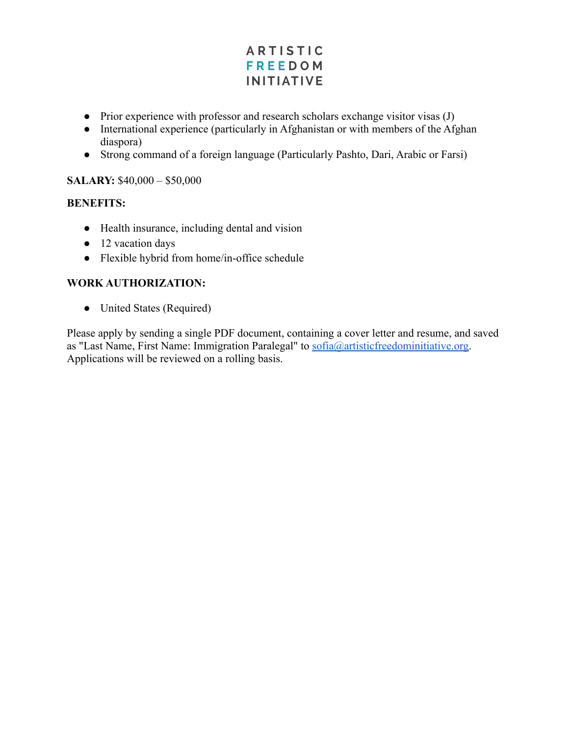- Prior experience with professor and research scholars exchange visitor visas (J)
- International experience (particularly in Afghanistan or with members of the Afghan diaspora)
- Strong command of a foreign language (Particularly Pashto, Dari, Arabic or Farsi)

**SALARY:** $40,000 – $50,000

**BENEFITS:**

- Health insurance, including dental and vision
- 12 vacation days
- Flexible hybrid from home/in-office schedule

**WORK AUTHORIZATION:**

- United States (Required)

Please apply by sending a single PDF document, containing a cover letter and resume, and saved as "Last Name, First Name: Immigration Paralegal" to sofia@artisticfreedominitiative.org. Applications will be reviewed on a rolling basis.